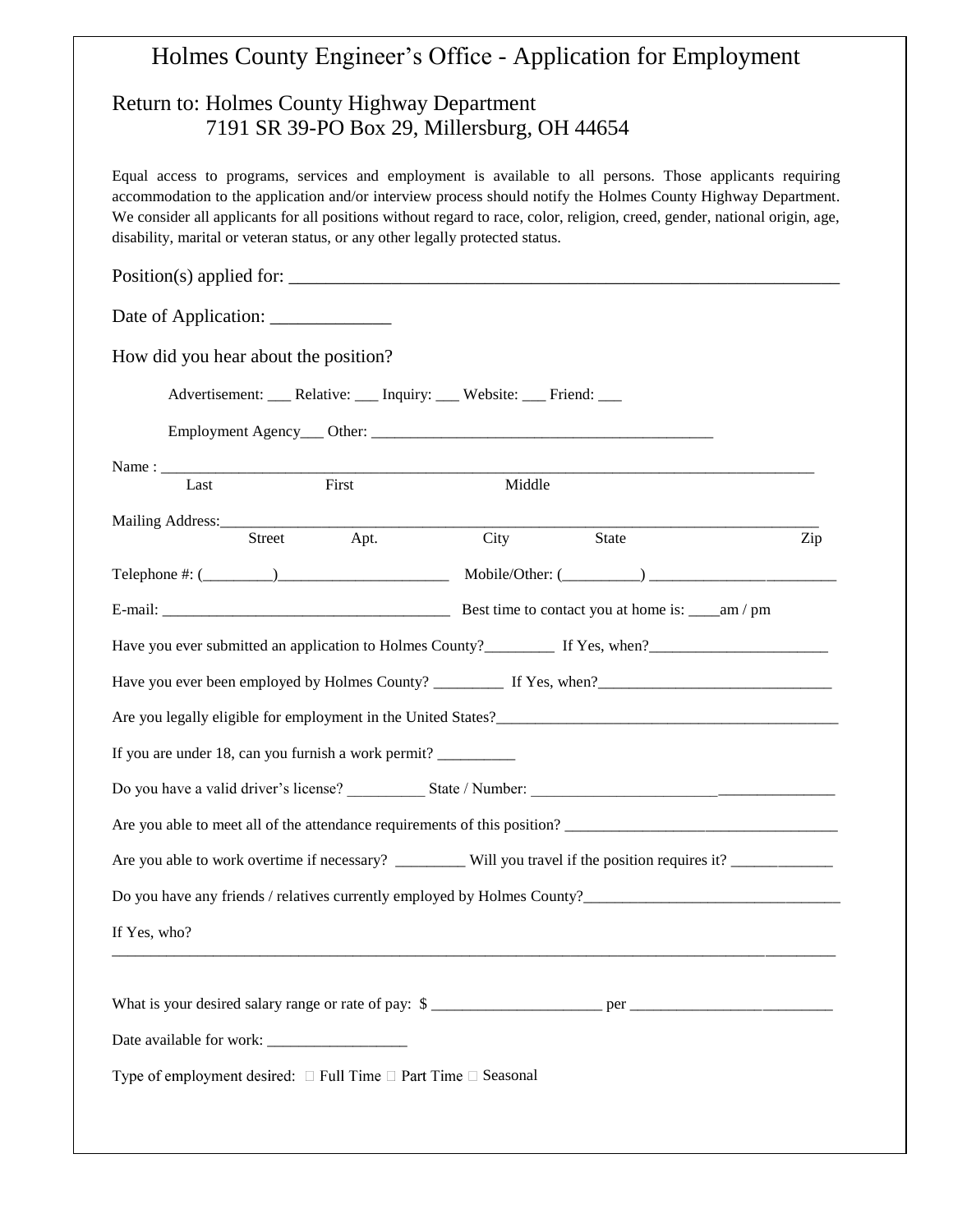# Holmes County Engineer's Office - Application for Employment

## Return to: Holmes County Highway Department
## 7191 SR 39-PO Box 29, Millersburg, OH 44654

Equal access to programs, services and employment is available to all persons. Those applicants requiring accommodation to the application and/or interview process should notify the Holmes County Highway Department. We consider all applicants for all positions without regard to race, color, religion, creed, gender, national origin, age, disability, marital or veteran status, or any other legally protected status.

Position(s) applied for: ___________________________________________________________

Date of Application: _____________

How did you hear about the position?

Advertisement: ___ Relative: ___ Inquiry: ___ Website: ___ Friend: ___

Employment Agency___ Other: ____________________________________________

Name : ___________________________________________________________________________________
Last First Middle

Mailing Address:____________________________________________________________________________
Street Apt. City State Zip

Telephone #: (_________)_____________________ Mobile/Other: (__________) ________________________

E-mail: ____________________________________ Best time to contact you at home is: ____am / pm

Have you ever submitted an application to Holmes County?_________ If Yes, when?_______________________

Have you ever been employed by Holmes County? _________ If Yes, when?_____________________________

Are you legally eligible for employment in the United States?____________________________________________

If you are under 18, can you furnish a work permit? __________

Do you have a valid driver's license? __________ State / Number: _______________________________________

Are you able to meet all of the attendance requirements of this position? __________________________________

Are you able to work overtime if necessary? _________ Will you travel if the position requires it? _____________

Do you have any friends / relatives currently employed by Holmes County?________________________________

If Yes, who?

_____________________________________________________________________________________________

What is your desired salary range or rate of pay: $ _____________________ per _________________________

Date available for work: _________________

Type of employment desired: ☐ Full Time ☐ Part Time ☐ Seasonal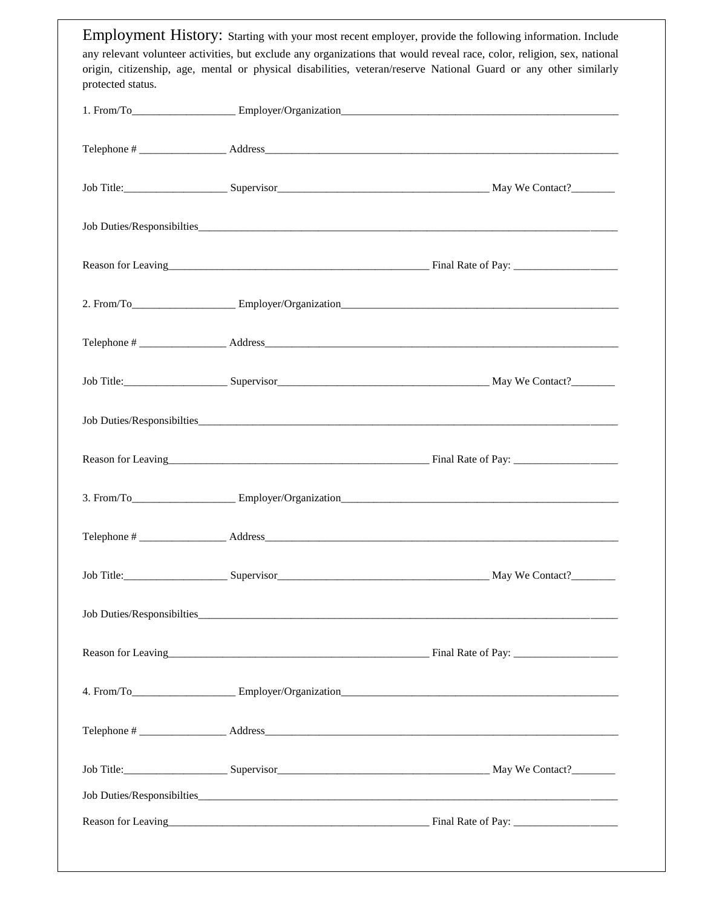**Employment History:** Starting with your most recent employer, provide the following information. Include any relevant volunteer activities, but exclude any organizations that would reveal race, color, religion, sex, national origin, citizenship, age, mental or physical disabilities, veteran/reserve National Guard or any other similarly protected status.

1. From/To___________________ Employer/Organization_____________________________________________________

Telephone # ________________ Address____________________________________________________________________

Job Title:___________________ Supervisor_______________________________________ May We Contact?________

Job Duties/Responsibilties___________________________________________________________________________

Reason for Leaving_________________________________________________ Final Rate of Pay: ___________________

2. From/To___________________ Employer/Organization_____________________________________________________

Telephone # ________________ Address____________________________________________________________________

Job Title:___________________ Supervisor_______________________________________ May We Contact?________

Job Duties/Responsibilties___________________________________________________________________________

Reason for Leaving_________________________________________________ Final Rate of Pay: ___________________

3. From/To___________________ Employer/Organization_____________________________________________________

Telephone # ________________ Address____________________________________________________________________

Job Title:___________________ Supervisor_______________________________________ May We Contact?________

Job Duties/Responsibilties___________________________________________________________________________

Reason for Leaving_________________________________________________ Final Rate of Pay: ___________________

4. From/To___________________ Employer/Organization_____________________________________________________

Telephone # ________________ Address____________________________________________________________________

Job Title:___________________ Supervisor_______________________________________ May We Contact?________

Job Duties/Responsibilties___________________________________________________________________________

Reason for Leaving_________________________________________________ Final Rate of Pay: ___________________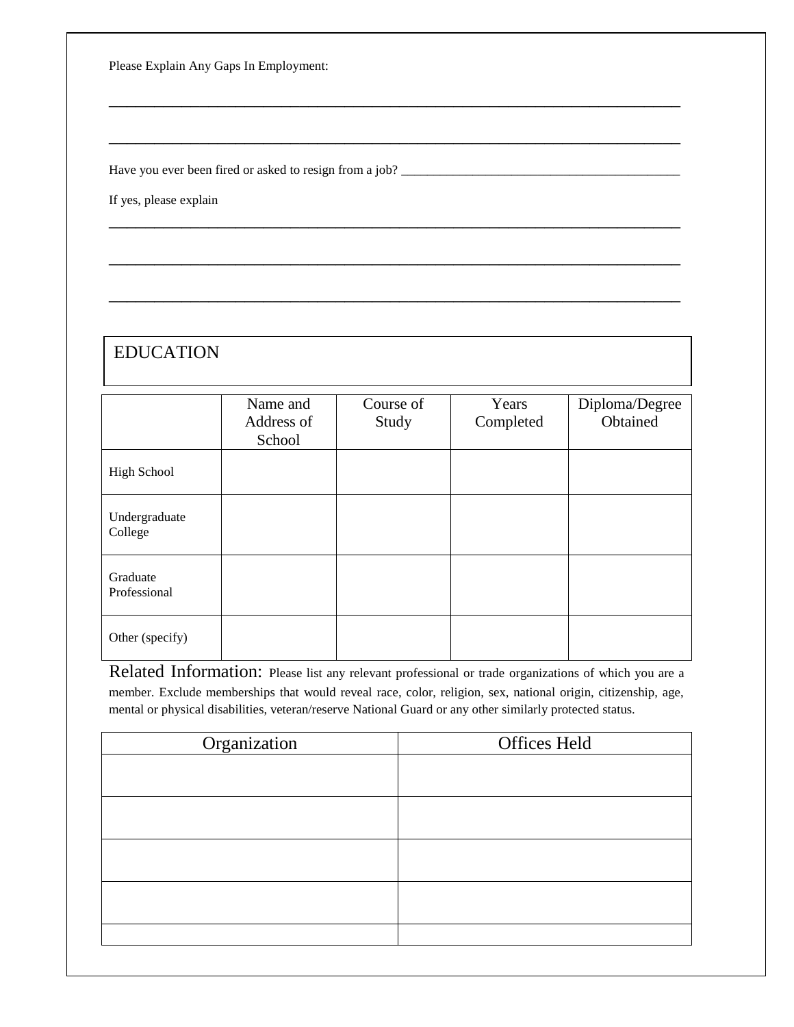Please Explain Any Gaps In Employment:

_______________________________________________________________________________

_______________________________________________________________________________

Have you ever been fired or asked to resign from a job? ___________________________________________

If yes, please explain

_______________________________________________________________________________

_______________________________________________________________________________

_______________________________________________________________________________

## EDUCATION

| | Name and Address of School | Course of Study | Years Completed | Diploma/Degree Obtained |
|---|---|---|---|---|
| High School | | | | |
| Undergraduate College | | | | |
| Graduate Professional | | | | |
| Other (specify) | | | | |

Related Information: Please list any relevant professional or trade organizations of which you are a member. Exclude memberships that would reveal race, color, religion, sex, national origin, citizenship, age, mental or physical disabilities, veteran/reserve National Guard or any other similarly protected status.

| Organization | Offices Held |
|---|---|
| | |
| | |
| | |
| | |
| | |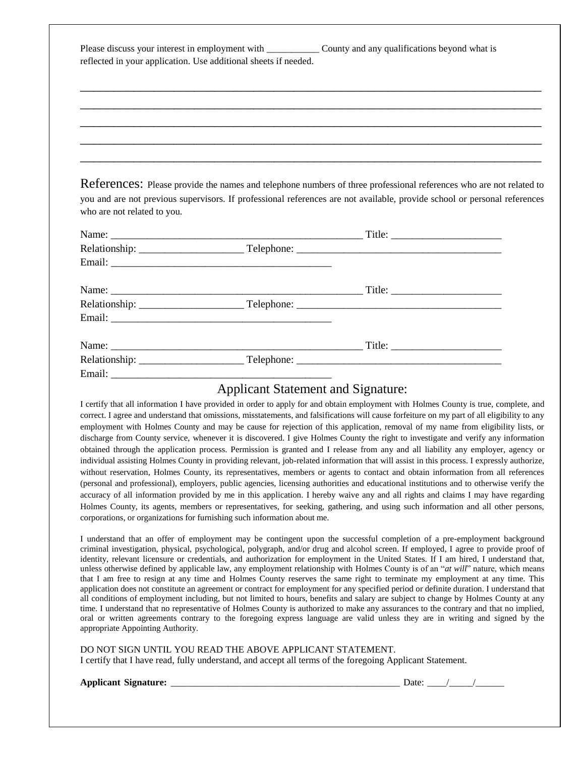Please discuss your interest in employment with ___________ County and any qualifications beyond what is reflected in your application. Use additional sheets if needed.

_______________________________________________________________________________

_______________________________________________________________________________

_______________________________________________________________________________

_______________________________________________________________________________

_______________________________________________________________________________

References: Please provide the names and telephone numbers of three professional references who are not related to you and are not previous supervisors. If professional references are not available, provide school or personal references who are not related to you.

Name: _________________________________________________ Title: _____________________

Relationship: ____________________ Telephone: _______________________________________

Email: ___________________________________________

Name: _________________________________________________ Title: _____________________

Relationship: ____________________ Telephone: _______________________________________

Email: ___________________________________________

Name: _________________________________________________ Title: _____________________

Relationship: ____________________ Telephone: _______________________________________

Email: ___________________________________________

## Applicant Statement and Signature:

I certify that all information I have provided in order to apply for and obtain employment with Holmes County is true, complete, and correct. I agree and understand that omissions, misstatements, and falsifications will cause forfeiture on my part of all eligibility to any employment with Holmes County and may be cause for rejection of this application, removal of my name from eligibility lists, or discharge from County service, whenever it is discovered. I give Holmes County the right to investigate and verify any information obtained through the application process. Permission is granted and I release from any and all liability any employer, agency or individual assisting Holmes County in providing relevant, job-related information that will assist in this process. I expressly authorize, without reservation, Holmes County, its representatives, members or agents to contact and obtain information from all references (personal and professional), employers, public agencies, licensing authorities and educational institutions and to otherwise verify the accuracy of all information provided by me in this application. I hereby waive any and all rights and claims I may have regarding Holmes County, its agents, members or representatives, for seeking, gathering, and using such information and all other persons, corporations, or organizations for furnishing such information about me.

I understand that an offer of employment may be contingent upon the successful completion of a pre-employment background criminal investigation, physical, psychological, polygraph, and/or drug and alcohol screen. If employed, I agree to provide proof of identity, relevant licensure or credentials, and authorization for employment in the United States. If I am hired, I understand that, unless otherwise defined by applicable law, any employment relationship with Holmes County is of an "*at will*" nature, which means that I am free to resign at any time and Holmes County reserves the same right to terminate my employment at any time. This application does not constitute an agreement or contract for employment for any specified period or definite duration. I understand that all conditions of employment including, but not limited to hours, benefits and salary are subject to change by Holmes County at any time. I understand that no representative of Holmes County is authorized to make any assurances to the contrary and that no implied, oral or written agreements contrary to the foregoing express language are valid unless they are in writing and signed by the appropriate Appointing Authority.

DO NOT SIGN UNTIL YOU READ THE ABOVE APPLICANT STATEMENT.
I certify that I have read, fully understand, and accept all terms of the foregoing Applicant Statement.

**Applicant Signature:** _________________________________________________ Date: ____/_____/______